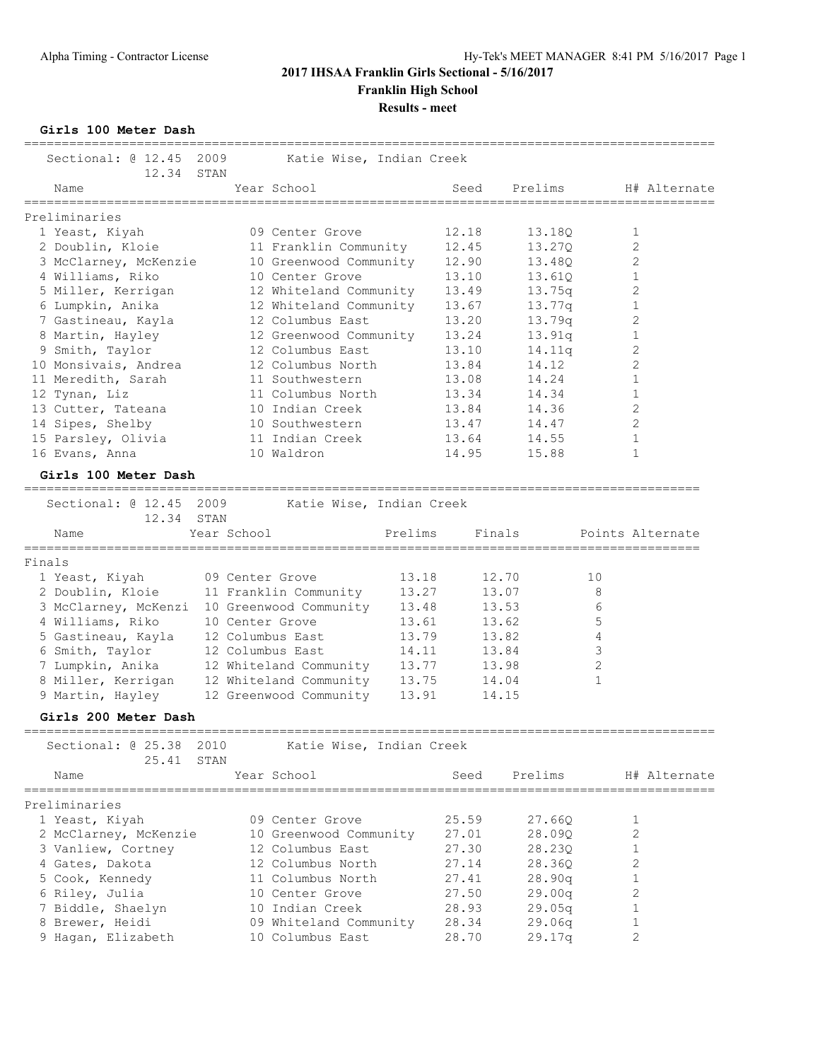**2017 IHSAA Franklin Girls Sectional - 5/16/2017**

**Franklin High School**

**Results - meet**

### Girls 100 Meter Dash

Sectional: @ 12.45 2009 Katie Wise, Indian Creek
12.34 STAN

**Preliminaries**

| | Name | Year | School | Seed | Prelims | H# | Alternate |
|---|---|---|---|---|---|---|---|
| 1 | Yeast, Kiyah | 09 | Center Grove | 12.18 | 13.18Q | 1 | |
| 2 | Doublin, Kloie | 11 | Franklin Community | 12.45 | 13.27Q | 2 | |
| 3 | McClarney, McKenzie | 10 | Greenwood Community | 12.90 | 13.48Q | 2 | |
| 4 | Williams, Riko | 10 | Center Grove | 13.10 | 13.61Q | 1 | |
| 5 | Miller, Kerrigan | 12 | Whiteland Community | 13.49 | 13.75q | 2 | |
| 6 | Lumpkin, Anika | 12 | Whiteland Community | 13.67 | 13.77q | 1 | |
| 7 | Gastineau, Kayla | 12 | Columbus East | 13.20 | 13.79q | 2 | |
| 8 | Martin, Hayley | 12 | Greenwood Community | 13.24 | 13.91q | 1 | |
| 9 | Smith, Taylor | 12 | Columbus East | 13.10 | 14.11q | 2 | |
| 10 | Monsivais, Andrea | 12 | Columbus North | 13.84 | 14.12 | 2 | |
| 11 | Meredith, Sarah | 11 | Southwestern | 13.08 | 14.24 | 1 | |
| 12 | Tynan, Liz | 11 | Columbus North | 13.34 | 14.34 | 1 | |
| 13 | Cutter, Tateana | 10 | Indian Creek | 13.84 | 14.36 | 2 | |
| 14 | Sipes, Shelby | 10 | Southwestern | 13.47 | 14.47 | 2 | |
| 15 | Parsley, Olivia | 11 | Indian Creek | 13.64 | 14.55 | 1 | |
| 16 | Evans, Anna | 10 | Waldron | 14.95 | 15.88 | 1 | |

### Girls 100 Meter Dash

Sectional: @ 12.45 2009 Katie Wise, Indian Creek
12.34 STAN

**Finals**

| | Name | Year | School | Prelims | Finals | Points | Alternate |
|---|---|---|---|---|---|---|---|
| 1 | Yeast, Kiyah | 09 | Center Grove | 13.18 | 12.70 | 10 | |
| 2 | Doublin, Kloie | 11 | Franklin Community | 13.27 | 13.07 | 8 | |
| 3 | McClarney, McKenzi | 10 | Greenwood Community | 13.48 | 13.53 | 6 | |
| 4 | Williams, Riko | 10 | Center Grove | 13.61 | 13.62 | 5 | |
| 5 | Gastineau, Kayla | 12 | Columbus East | 13.79 | 13.82 | 4 | |
| 6 | Smith, Taylor | 12 | Columbus East | 14.11 | 13.84 | 3 | |
| 7 | Lumpkin, Anika | 12 | Whiteland Community | 13.77 | 13.98 | 2 | |
| 8 | Miller, Kerrigan | 12 | Whiteland Community | 13.75 | 14.04 | 1 | |
| 9 | Martin, Hayley | 12 | Greenwood Community | 13.91 | 14.15 | | |

### Girls 200 Meter Dash

Sectional: @ 25.38 2010 Katie Wise, Indian Creek
25.41 STAN

**Preliminaries**

| | Name | Year | School | Seed | Prelims | H# | Alternate |
|---|---|---|---|---|---|---|---|
| 1 | Yeast, Kiyah | 09 | Center Grove | 25.59 | 27.66Q | 1 | |
| 2 | McClarney, McKenzie | 10 | Greenwood Community | 27.01 | 28.09Q | 2 | |
| 3 | Vanliew, Cortney | 12 | Columbus East | 27.30 | 28.23Q | 1 | |
| 4 | Gates, Dakota | 12 | Columbus North | 27.14 | 28.36Q | 2 | |
| 5 | Cook, Kennedy | 11 | Columbus North | 27.41 | 28.90q | 1 | |
| 6 | Riley, Julia | 10 | Center Grove | 27.50 | 29.00q | 2 | |
| 7 | Biddle, Shaelyn | 10 | Indian Creek | 28.93 | 29.05q | 1 | |
| 8 | Brewer, Heidi | 09 | Whiteland Community | 28.34 | 29.06q | 1 | |
| 9 | Hagan, Elizabeth | 10 | Columbus East | 28.70 | 29.17q | 2 | |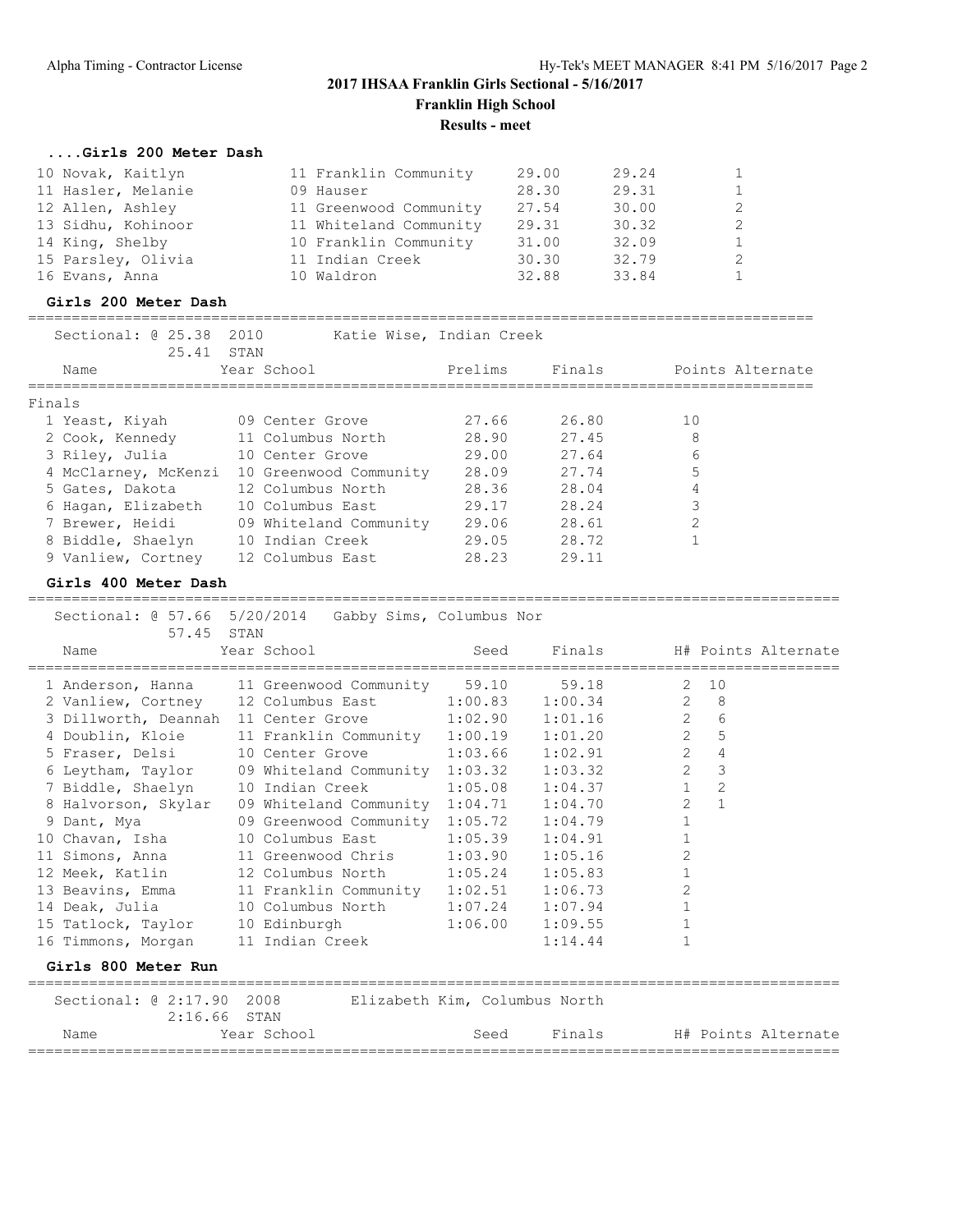**2017 IHSAA Franklin Girls Sectional - 5/16/2017**

**Franklin High School**

**Results - meet**

### ....Girls 200 Meter Dash

| Place | Name | Year | School | Prelims | Finals | H# |
|---|---|---|---|---|---|---|
| 10 | Novak, Kaitlyn | 11 | Franklin Community | 29.00 | 29.24 | 1 |
| 11 | Hasler, Melanie | 09 | Hauser | 28.30 | 29.31 | 1 |
| 12 | Allen, Ashley | 11 | Greenwood Community | 27.54 | 30.00 | 2 |
| 13 | Sidhu, Kohinoor | 11 | Whiteland Community | 29.31 | 30.32 | 2 |
| 14 | King, Shelby | 10 | Franklin Community | 31.00 | 32.09 | 1 |
| 15 | Parsley, Olivia | 11 | Indian Creek | 30.30 | 32.79 | 2 |
| 16 | Evans, Anna | 10 | Waldron | 32.88 | 33.84 | 1 |

### Girls 200 Meter Dash

Sectional: @ 25.38 2010 Katie Wise, Indian Creek
25.41 STAN

Finals

| Place | Name | Year | School | Prelims | Finals | Points | Alternate |
|---|---|---|---|---|---|---|---|
| 1 | Yeast, Kiyah | 09 | Center Grove | 27.66 | 26.80 | 10 | |
| 2 | Cook, Kennedy | 11 | Columbus North | 28.90 | 27.45 | 8 | |
| 3 | Riley, Julia | 10 | Center Grove | 29.00 | 27.64 | 6 | |
| 4 | McClarney, McKenzi | 10 | Greenwood Community | 28.09 | 27.74 | 5 | |
| 5 | Gates, Dakota | 12 | Columbus North | 28.36 | 28.04 | 4 | |
| 6 | Hagan, Elizabeth | 10 | Columbus East | 29.17 | 28.24 | 3 | |
| 7 | Brewer, Heidi | 09 | Whiteland Community | 29.06 | 28.61 | 2 | |
| 8 | Biddle, Shaelyn | 10 | Indian Creek | 29.05 | 28.72 | 1 | |
| 9 | Vanliew, Cortney | 12 | Columbus East | 28.23 | 29.11 | | |

### Girls 400 Meter Dash

Sectional: @ 57.66 5/20/2014 Gabby Sims, Columbus Nor
57.45 STAN

| Place | Name | Year | School | Seed | Finals | H# | Points | Alternate |
|---|---|---|---|---|---|---|---|---|
| 1 | Anderson, Hanna | 11 | Greenwood Community | 59.10 | 59.18 | 2 | 10 | |
| 2 | Vanliew, Cortney | 12 | Columbus East | 1:00.83 | 1:00.34 | 2 | 8 | |
| 3 | Dillworth, Deannah | 11 | Center Grove | 1:02.90 | 1:01.16 | 2 | 6 | |
| 4 | Doublin, Kloie | 11 | Franklin Community | 1:00.19 | 1:01.20 | 2 | 5 | |
| 5 | Fraser, Delsi | 10 | Center Grove | 1:03.66 | 1:02.91 | 2 | 4 | |
| 6 | Leytham, Taylor | 09 | Whiteland Community | 1:03.32 | 1:03.32 | 2 | 3 | |
| 7 | Biddle, Shaelyn | 10 | Indian Creek | 1:05.08 | 1:04.37 | 1 | 2 | |
| 8 | Halvorson, Skylar | 09 | Whiteland Community | 1:04.71 | 1:04.70 | 2 | 1 | |
| 9 | Dant, Mya | 09 | Greenwood Community | 1:05.72 | 1:04.79 | 1 | | |
| 10 | Chavan, Isha | 10 | Columbus East | 1:05.39 | 1:04.91 | 1 | | |
| 11 | Simons, Anna | 11 | Greenwood Chris | 1:03.90 | 1:05.16 | 2 | | |
| 12 | Meek, Katlin | 12 | Columbus North | 1:05.24 | 1:05.83 | 1 | | |
| 13 | Beavins, Emma | 11 | Franklin Community | 1:02.51 | 1:06.73 | 2 | | |
| 14 | Deak, Julia | 10 | Columbus North | 1:07.24 | 1:07.94 | 1 | | |
| 15 | Tatlock, Taylor | 10 | Edinburgh | 1:06.00 | 1:09.55 | 1 | | |
| 16 | Timmons, Morgan | 11 | Indian Creek | | 1:14.44 | 1 | | |

### Girls 800 Meter Run

Sectional: @ 2:17.90 2008 Elizabeth Kim, Columbus North
2:16.66 STAN

| Name | Year | School | Seed | Finals | H# | Points | Alternate |
|---|---|---|---|---|---|---|---|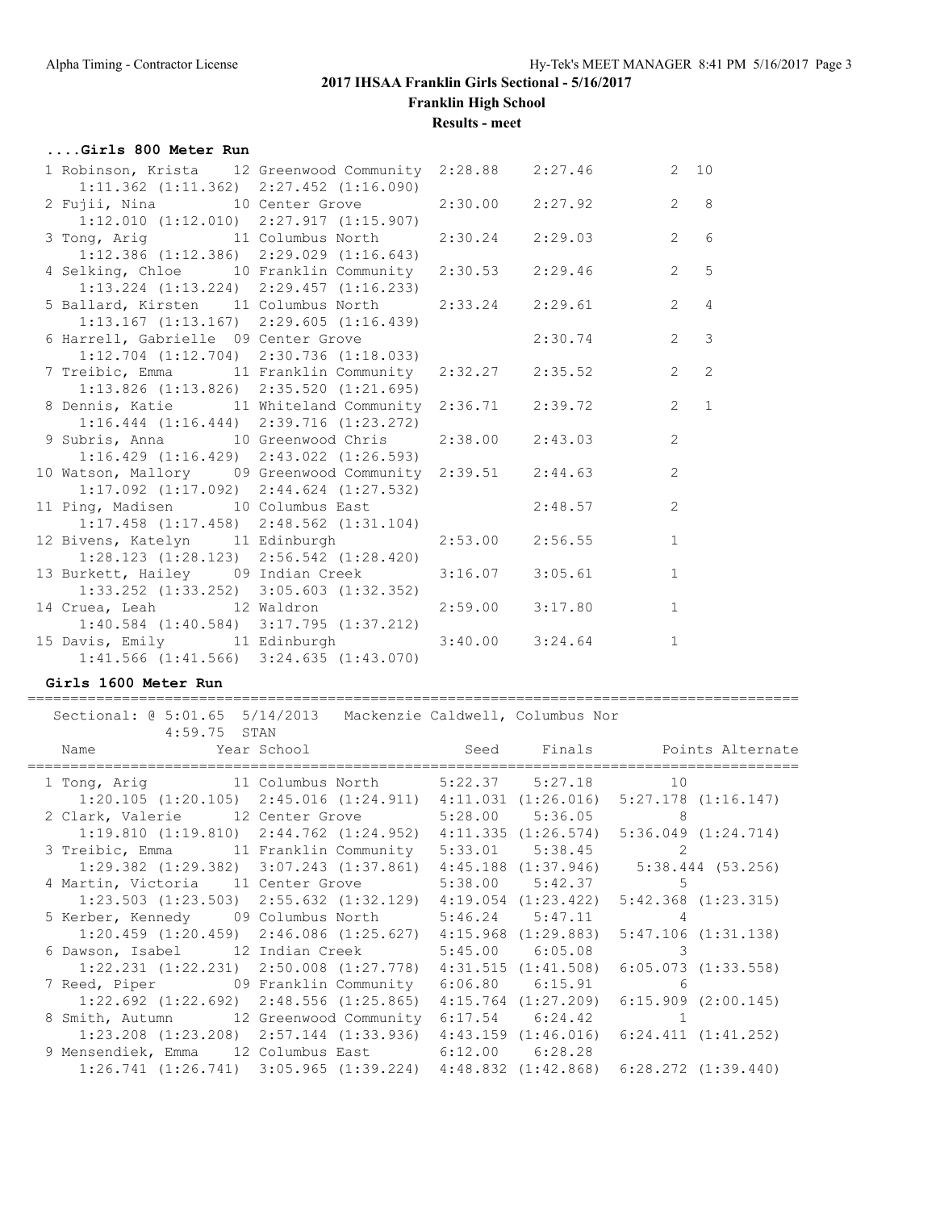# 2017 IHSAA Franklin Girls Sectional - 5/16/2017

**Franklin High School**

**Results - meet**

### ....Girls 800 Meter Run

| Place | Name | Year | School | Seed | Finals | Heat | Points |
|---|---|---|---|---|---|---|---|
| 1 | Robinson, Krista | 12 | Greenwood Community | 2:28.88 | 2:27.46 | 2 | 10 |
| | 1:11.362 (1:11.362) 2:27.452 (1:16.090) | | | | | | |
| 2 | Fujii, Nina | 10 | Center Grove | 2:30.00 | 2:27.92 | 2 | 8 |
| | 1:12.010 (1:12.010) 2:27.917 (1:15.907) | | | | | | |
| 3 | Tong, Arig | 11 | Columbus North | 2:30.24 | 2:29.03 | 2 | 6 |
| | 1:12.386 (1:12.386) 2:29.029 (1:16.643) | | | | | | |
| 4 | Selking, Chloe | 10 | Franklin Community | 2:30.53 | 2:29.46 | 2 | 5 |
| | 1:13.224 (1:13.224) 2:29.457 (1:16.233) | | | | | | |
| 5 | Ballard, Kirsten | 11 | Columbus North | 2:33.24 | 2:29.61 | 2 | 4 |
| | 1:13.167 (1:13.167) 2:29.605 (1:16.439) | | | | | | |
| 6 | Harrell, Gabrielle | 09 | Center Grove | | 2:30.74 | 2 | 3 |
| | 1:12.704 (1:12.704) 2:30.736 (1:18.033) | | | | | | |
| 7 | Treibic, Emma | 11 | Franklin Community | 2:32.27 | 2:35.52 | 2 | 2 |
| | 1:13.826 (1:13.826) 2:35.520 (1:21.695) | | | | | | |
| 8 | Dennis, Katie | 11 | Whiteland Community | 2:36.71 | 2:39.72 | 2 | 1 |
| | 1:16.444 (1:16.444) 2:39.716 (1:23.272) | | | | | | |
| 9 | Subris, Anna | 10 | Greenwood Chris | 2:38.00 | 2:43.03 | 2 | |
| | 1:16.429 (1:16.429) 2:43.022 (1:26.593) | | | | | | |
| 10 | Watson, Mallory | 09 | Greenwood Community | 2:39.51 | 2:44.63 | 2 | |
| | 1:17.092 (1:17.092) 2:44.624 (1:27.532) | | | | | | |
| 11 | Ping, Madisen | 10 | Columbus East | | 2:48.57 | 2 | |
| | 1:17.458 (1:17.458) 2:48.562 (1:31.104) | | | | | | |
| 12 | Bivens, Katelyn | 11 | Edinburgh | 2:53.00 | 2:56.55 | 1 | |
| | 1:28.123 (1:28.123) 2:56.542 (1:28.420) | | | | | | |
| 13 | Burkett, Hailey | 09 | Indian Creek | 3:16.07 | 3:05.61 | 1 | |
| | 1:33.252 (1:33.252) 3:05.603 (1:32.352) | | | | | | |
| 14 | Cruea, Leah | 12 | Waldron | 2:59.00 | 3:17.80 | 1 | |
| | 1:40.584 (1:40.584) 3:17.795 (1:37.212) | | | | | | |
| 15 | Davis, Emily | 11 | Edinburgh | 3:40.00 | 3:24.64 | 1 | |
| | 1:41.566 (1:41.566) 3:24.635 (1:43.070) | | | | | | |

### Girls 1600 Meter Run

Sectional: @ 5:01.65 5/14/2013 Mackenzie Caldwell, Columbus Nor
4:59.75 STAN

| Place | Name | Year | School | Seed | Finals | Points | Alternate |
|---|---|---|---|---|---|---|---|
| 1 | Tong, Arig | 11 | Columbus North | 5:22.37 | 5:27.18 | 10 | |
| | 1:20.105 (1:20.105) 2:45.016 (1:24.911) 4:11.031 (1:26.016) 5:27.178 (1:16.147) | | | | | | |
| 2 | Clark, Valerie | 12 | Center Grove | 5:28.00 | 5:36.05 | 8 | |
| | 1:19.810 (1:19.810) 2:44.762 (1:24.952) 4:11.335 (1:26.574) 5:36.049 (1:24.714) | | | | | | |
| 3 | Treibic, Emma | 11 | Franklin Community | 5:33.01 | 5:38.45 | 2 | |
| | 1:29.382 (1:29.382) 3:07.243 (1:37.861) 4:45.188 (1:37.946) 5:38.444 (53.256) | | | | | | |
| 4 | Martin, Victoria | 11 | Center Grove | 5:38.00 | 5:42.37 | 5 | |
| | 1:23.503 (1:23.503) 2:55.632 (1:32.129) 4:19.054 (1:23.422) 5:42.368 (1:23.315) | | | | | | |
| 5 | Kerber, Kennedy | 09 | Columbus North | 5:46.24 | 5:47.11 | 4 | |
| | 1:20.459 (1:20.459) 2:46.086 (1:25.627) 4:15.968 (1:29.883) 5:47.106 (1:31.138) | | | | | | |
| 6 | Dawson, Isabel | 12 | Indian Creek | 5:45.00 | 6:05.08 | 3 | |
| | 1:22.231 (1:22.231) 2:50.008 (1:27.778) 4:31.515 (1:41.508) 6:05.073 (1:33.558) | | | | | | |
| 7 | Reed, Piper | 09 | Franklin Community | 6:06.80 | 6:15.91 | 6 | |
| | 1:22.692 (1:22.692) 2:48.556 (1:25.865) 4:15.764 (1:27.209) 6:15.909 (2:00.145) | | | | | | |
| 8 | Smith, Autumn | 12 | Greenwood Community | 6:17.54 | 6:24.42 | 1 | |
| | 1:23.208 (1:23.208) 2:57.144 (1:33.936) 4:43.159 (1:46.016) 6:24.411 (1:41.252) | | | | | | |
| 9 | Mensendiek, Emma | 12 | Columbus East | 6:12.00 | 6:28.28 | | |
| | 1:26.741 (1:26.741) 3:05.965 (1:39.224) 4:48.832 (1:42.868) 6:28.272 (1:39.440) | | | | | | |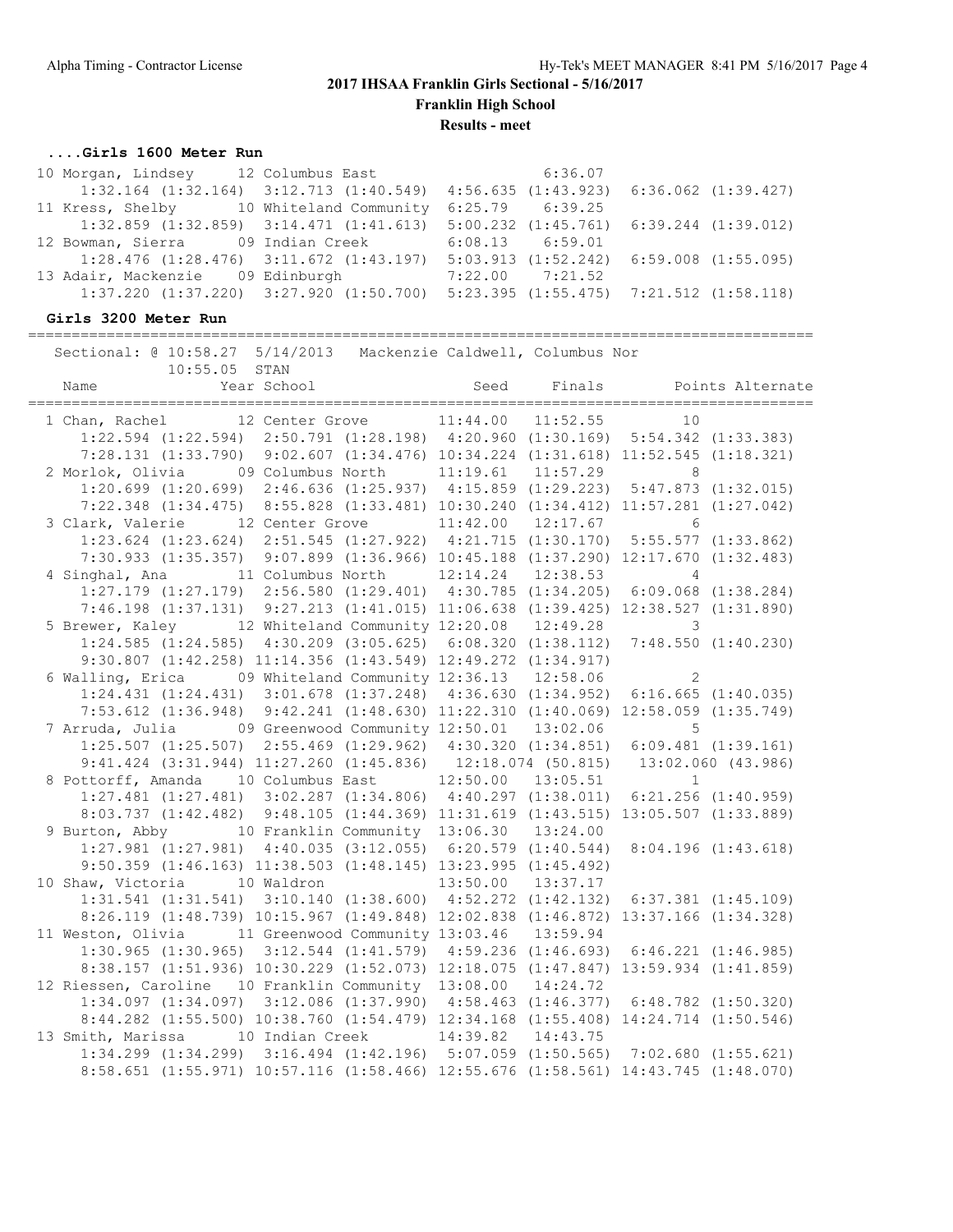## 2017 IHSAA Franklin Girls Sectional - 5/16/2017

### Franklin High School

### Results - meet

#### ....Girls 1600 Meter Run

```
10 Morgan, Lindsey      12 Columbus East                    6:36.07
     1:32.164 (1:32.164)  3:12.713 (1:40.549)  4:56.635 (1:43.923)  6:36.062 (1:39.427)
11 Kress, Shelby       10 Whiteland Community  6:25.79    6:39.25
     1:32.859 (1:32.859)  3:14.471 (1:41.613)  5:00.232 (1:45.761)  6:39.244 (1:39.012)
12 Bowman, Sierra      09 Indian Creek         6:08.13    6:59.01
     1:28.476 (1:28.476)  3:11.672 (1:43.197)  5:03.913 (1:52.242)  6:59.008 (1:55.095)
13 Adair, Mackenzie    09 Edinburgh            7:22.00    7:21.52
     1:37.220 (1:37.220)  3:27.920 (1:50.700)  5:23.395 (1:55.475)  7:21.512 (1:58.118)
```

#### Girls 3200 Meter Run

```
=============================================================================================
  Sectional: @ 10:58.27  5/14/2013   Mackenzie Caldwell, Columbus Nor
           10:55.05  STAN
   Name                 Year School                Seed     Finals        Points Alternate
=============================================================================================
  1 Chan, Rachel        12 Center Grove          11:44.00   11:52.55        10
     1:22.594 (1:22.594)  2:50.791 (1:28.198)  4:20.960 (1:30.169)  5:54.342 (1:33.383)
     7:28.131 (1:33.790)  9:02.607 (1:34.476) 10:34.224 (1:31.618) 11:52.545 (1:18.321)
  2 Morlok, Olivia      09 Columbus North        11:19.61   11:57.29         8
     1:20.699 (1:20.699)  2:46.636 (1:25.937)  4:15.859 (1:29.223)  5:47.873 (1:32.015)
     7:22.348 (1:34.475)  8:55.828 (1:33.481) 10:30.240 (1:34.412) 11:57.281 (1:27.042)
  3 Clark, Valerie      12 Center Grove          11:42.00   12:17.67         6
     1:23.624 (1:23.624)  2:51.545 (1:27.922)  4:21.715 (1:30.170)  5:55.577 (1:33.862)
     7:30.933 (1:35.357)  9:07.899 (1:36.966) 10:45.188 (1:37.290) 12:17.670 (1:32.483)
  4 Singhal, Ana        11 Columbus North        12:14.24   12:38.53         4
     1:27.179 (1:27.179)  2:56.580 (1:29.401)  4:30.785 (1:34.205)  6:09.068 (1:38.284)
     7:46.198 (1:37.131)  9:27.213 (1:41.015) 11:06.638 (1:39.425) 12:38.527 (1:31.890)
  5 Brewer, Kaley       12 Whiteland Community 12:20.08   12:49.28         3
     1:24.585 (1:24.585)  4:30.209 (3:05.625)  6:08.320 (1:38.112)  7:48.550 (1:40.230)
     9:30.807 (1:42.258) 11:14.356 (1:43.549) 12:49.272 (1:34.917)
  6 Walling, Erica      09 Whiteland Community 12:36.13   12:58.06         2
     1:24.431 (1:24.431)  3:01.678 (1:37.248)  4:36.630 (1:34.952)  6:16.665 (1:40.035)
     7:53.612 (1:36.948)  9:42.241 (1:48.630) 11:22.310 (1:40.069) 12:58.059 (1:35.749)
  7 Arruda, Julia       09 Greenwood Community 12:50.01   13:02.06         5
     1:25.507 (1:25.507)  2:55.469 (1:29.962)  4:30.320 (1:34.851)  6:09.481 (1:39.161)
     9:41.424 (3:31.944) 11:27.260 (1:45.836)   12:18.074 (50.815)   13:02.060 (43.986)
  8 Pottorff, Amanda    10 Columbus East         12:50.00   13:05.51         1
     1:27.481 (1:27.481)  3:02.287 (1:34.806)  4:40.297 (1:38.011)  6:21.256 (1:40.959)
     8:03.737 (1:42.482)  9:48.105 (1:44.369) 11:31.619 (1:43.515) 13:05.507 (1:33.889)
  9 Burton, Abby        10 Franklin Community  13:06.30   13:24.00
     1:27.981 (1:27.981)  4:40.035 (3:12.055)  6:20.579 (1:40.544)  8:04.196 (1:43.618)
     9:50.359 (1:46.163) 11:38.503 (1:48.145) 13:23.995 (1:45.492)
 10 Shaw, Victoria      10 Waldron               13:50.00   13:37.17
     1:31.541 (1:31.541)  3:10.140 (1:38.600)  4:52.272 (1:42.132)  6:37.381 (1:45.109)
     8:26.119 (1:48.739) 10:15.967 (1:49.848) 12:02.838 (1:46.872) 13:37.166 (1:34.328)
 11 Weston, Olivia      11 Greenwood Community 13:03.46   13:59.94
     1:30.965 (1:30.965)  3:12.544 (1:41.579)  4:59.236 (1:46.693)  6:46.221 (1:46.985)
     8:38.157 (1:51.936) 10:30.229 (1:52.073) 12:18.075 (1:47.847) 13:59.934 (1:41.859)
 12 Riessen, Caroline   10 Franklin Community  13:08.00   14:24.72
     1:34.097 (1:34.097)  3:12.086 (1:37.990)  4:58.463 (1:46.377)  6:48.782 (1:50.320)
     8:44.282 (1:55.500) 10:38.760 (1:54.479) 12:34.168 (1:55.408) 14:24.714 (1:50.546)
 13 Smith, Marissa      10 Indian Creek          14:39.82   14:43.75
     1:34.299 (1:34.299)  3:16.494 (1:42.196)  5:07.059 (1:50.565)  7:02.680 (1:55.621)
     8:58.651 (1:55.971) 10:57.116 (1:58.466) 12:55.676 (1:58.561) 14:43.745 (1:48.070)
```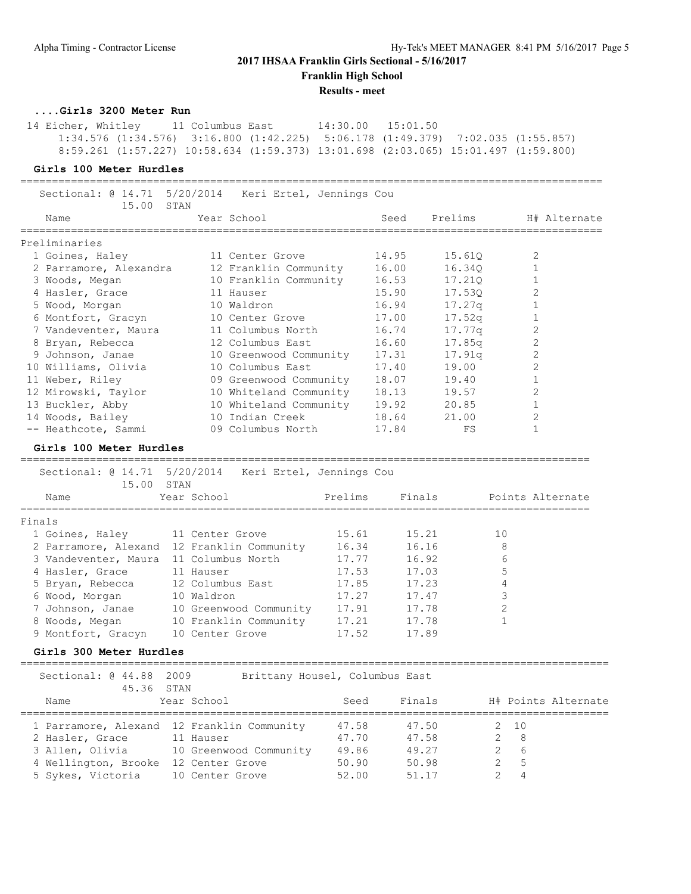## 2017 IHSAA Franklin Girls Sectional - 5/16/2017

**Franklin High School**

**Results - meet**

### ....Girls 3200 Meter Run

| Place | Name | Year | School | Seed | Finals |
|---|---|---|---|---|---|
| 14 | Eicher, Whitley | 11 | Columbus East | 14:30.00 | 15:01.50 |

1:34.576 (1:34.576) 3:16.800 (1:42.225) 5:06.178 (1:49.379) 7:02.035 (1:55.857)
8:59.261 (1:57.227) 10:58.634 (1:59.373) 13:01.698 (2:03.065) 15:01.497 (1:59.800)

### Girls 100 Meter Hurdles

Sectional: @ 14.71 5/20/2014 Keri Ertel, Jennings Cou
15.00 STAN

**Preliminaries**

| Place | Name | Year | School | Seed | Prelims | H# | Alternate |
|---|---|---|---|---|---|---|---|
| 1 | Goines, Haley | 11 | Center Grove | 14.95 | 15.61Q | 2 | |
| 2 | Parramore, Alexandra | 12 | Franklin Community | 16.00 | 16.34Q | 1 | |
| 3 | Woods, Megan | 10 | Franklin Community | 16.53 | 17.21Q | 1 | |
| 4 | Hasler, Grace | 11 | Hauser | 15.90 | 17.53Q | 2 | |
| 5 | Wood, Morgan | 10 | Waldron | 16.94 | 17.27q | 1 | |
| 6 | Montfort, Gracyn | 10 | Center Grove | 17.00 | 17.52q | 1 | |
| 7 | Vandeventer, Maura | 11 | Columbus North | 16.74 | 17.77q | 2 | |
| 8 | Bryan, Rebecca | 12 | Columbus East | 16.60 | 17.85q | 2 | |
| 9 | Johnson, Janae | 10 | Greenwood Community | 17.31 | 17.91q | 2 | |
| 10 | Williams, Olivia | 10 | Columbus East | 17.40 | 19.00 | 2 | |
| 11 | Weber, Riley | 09 | Greenwood Community | 18.07 | 19.40 | 1 | |
| 12 | Mirowski, Taylor | 10 | Whiteland Community | 18.13 | 19.57 | 2 | |
| 13 | Buckler, Abby | 10 | Whiteland Community | 19.92 | 20.85 | 1 | |
| 14 | Woods, Bailey | 10 | Indian Creek | 18.64 | 21.00 | 2 | |
| -- | Heathcote, Sammi | 09 | Columbus North | 17.84 | FS | 1 | |

### Girls 100 Meter Hurdles

Sectional: @ 14.71 5/20/2014 Keri Ertel, Jennings Cou
15.00 STAN

**Finals**

| Place | Name | Year | School | Prelims | Finals | Points | Alternate |
|---|---|---|---|---|---|---|---|
| 1 | Goines, Haley | 11 | Center Grove | 15.61 | 15.21 | 10 | |
| 2 | Parramore, Alexand | 12 | Franklin Community | 16.34 | 16.16 | 8 | |
| 3 | Vandeventer, Maura | 11 | Columbus North | 17.77 | 16.92 | 6 | |
| 4 | Hasler, Grace | 11 | Hauser | 17.53 | 17.03 | 5 | |
| 5 | Bryan, Rebecca | 12 | Columbus East | 17.85 | 17.23 | 4 | |
| 6 | Wood, Morgan | 10 | Waldron | 17.27 | 17.47 | 3 | |
| 7 | Johnson, Janae | 10 | Greenwood Community | 17.91 | 17.78 | 2 | |
| 8 | Woods, Megan | 10 | Franklin Community | 17.21 | 17.78 | 1 | |
| 9 | Montfort, Gracyn | 10 | Center Grove | 17.52 | 17.89 | | |

### Girls 300 Meter Hurdles

Sectional: @ 44.88 2009 Brittany Housel, Columbus East
45.36 STAN

| Place | Name | Year | School | Seed | Finals | H# | Points | Alternate |
|---|---|---|---|---|---|---|---|---|
| 1 | Parramore, Alexand | 12 | Franklin Community | 47.58 | 47.50 | 2 | 10 | |
| 2 | Hasler, Grace | 11 | Hauser | 47.70 | 47.58 | 2 | 8 | |
| 3 | Allen, Olivia | 10 | Greenwood Community | 49.86 | 49.27 | 2 | 6 | |
| 4 | Wellington, Brooke | 12 | Center Grove | 50.90 | 50.98 | 2 | 5 | |
| 5 | Sykes, Victoria | 10 | Center Grove | 52.00 | 51.17 | 2 | 4 | |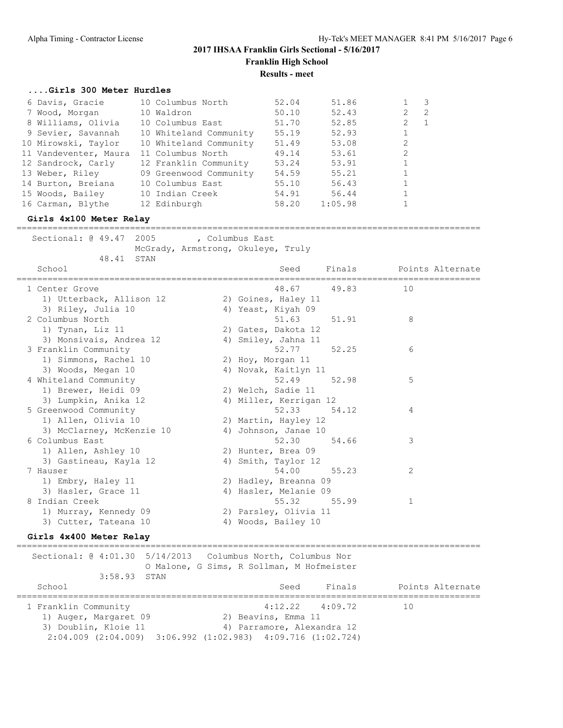## 2017 IHSAA Franklin Girls Sectional - 5/16/2017

**Franklin High School**

**Results - meet**

### ....Girls 300 Meter Hurdles

| Place | Name | Yr | School | Seed | Finals | H# | Points |
|---|---|---|---|---|---|---|---|
| 6 | Davis, Gracie | 10 | Columbus North | 52.04 | 51.86 | 1 | 3 |
| 7 | Wood, Morgan | 10 | Waldron | 50.10 | 52.43 | 2 | 2 |
| 8 | Williams, Olivia | 10 | Columbus East | 51.70 | 52.85 | 2 | 1 |
| 9 | Sevier, Savannah | 10 | Whiteland Community | 55.19 | 52.93 | 1 | |
| 10 | Mirowski, Taylor | 10 | Whiteland Community | 51.49 | 53.08 | 2 | |
| 11 | Vandeventer, Maura | 11 | Columbus North | 49.14 | 53.61 | 2 | |
| 12 | Sandrock, Carly | 12 | Franklin Community | 53.24 | 53.91 | 1 | |
| 13 | Weber, Riley | 09 | Greenwood Community | 54.59 | 55.21 | 1 | |
| 14 | Burton, Breiana | 10 | Columbus East | 55.10 | 56.43 | 1 | |
| 15 | Woods, Bailey | 10 | Indian Creek | 54.91 | 56.44 | 1 | |
| 16 | Carman, Blythe | 12 | Edinburgh | 58.20 | 1:05.98 | 1 | |

### Girls 4x100 Meter Relay

Sectional: @ 49.47 2005 , Columbus East
McGrady, Armstrong, Okuleye, Truly
48.41 STAN

| Place | School | Seed | Finals | Points | Alternate |
|---|---|---|---|---|---|
| 1 | Center Grove | 48.67 | 49.83 | 10 | |
| | 1) Utterback, Allison 12; 2) Goines, Haley 11; 3) Riley, Julia 10; 4) Yeast, Kiyah 09 | | | | |
| 2 | Columbus North | 51.63 | 51.91 | 8 | |
| | 1) Tynan, Liz 11; 2) Gates, Dakota 12; 3) Monsivais, Andrea 12; 4) Smiley, Jahna 11 | | | | |
| 3 | Franklin Community | 52.77 | 52.25 | 6 | |
| | 1) Simmons, Rachel 10; 2) Hoy, Morgan 11; 3) Woods, Megan 10; 4) Novak, Kaitlyn 11 | | | | |
| 4 | Whiteland Community | 52.49 | 52.98 | 5 | |
| | 1) Brewer, Heidi 09; 2) Welch, Sadie 11; 3) Lumpkin, Anika 12; 4) Miller, Kerrigan 12 | | | | |
| 5 | Greenwood Community | 52.33 | 54.12 | 4 | |
| | 1) Allen, Olivia 10; 2) Martin, Hayley 12; 3) McClarney, McKenzie 10; 4) Johnson, Janae 10 | | | | |
| 6 | Columbus East | 52.30 | 54.66 | 3 | |
| | 1) Allen, Ashley 10; 2) Hunter, Brea 09; 3) Gastineau, Kayla 12; 4) Smith, Taylor 12 | | | | |
| 7 | Hauser | 54.00 | 55.23 | 2 | |
| | 1) Embry, Haley 11; 2) Hadley, Breanna 09; 3) Hasler, Grace 11; 4) Hasler, Melanie 09 | | | | |
| 8 | Indian Creek | 55.32 | 55.99 | 1 | |
| | 1) Murray, Kennedy 09; 2) Parsley, Olivia 11; 3) Cutter, Tateana 10; 4) Woods, Bailey 10 | | | | |

### Girls 4x400 Meter Relay

Sectional: @ 4:01.30 5/14/2013 Columbus North, Columbus Nor
O Malone, G Sims, R Sollman, M Hofmeister
3:58.93 STAN

| Place | School | Seed | Finals | Points | Alternate |
|---|---|---|---|---|---|
| 1 | Franklin Community | 4:12.22 | 4:09.72 | 10 | |
| | 1) Auger, Margaret 09; 2) Beavins, Emma 11; 3) Doublin, Kloie 11; 4) Parramore, Alexandra 12 | | | | |
| | 2:04.009 (2:04.009) 3:06.992 (1:02.983) 4:09.716 (1:02.724) | | | | |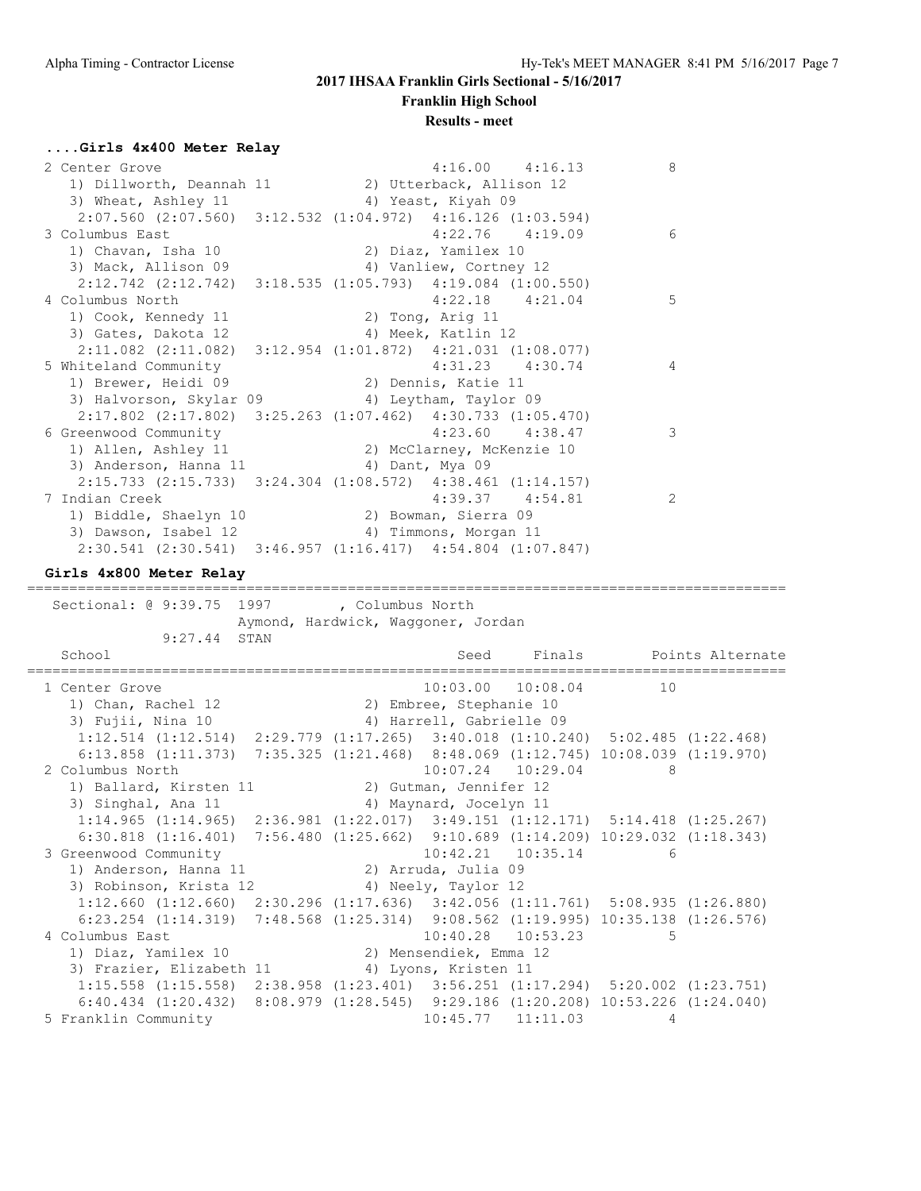# 2017 IHSAA Franklin Girls Sectional - 5/16/2017

**Franklin High School**

**Results - meet**

### ....Girls 4x400 Meter Relay

```
  2 Center Grove                                  4:16.00    4:16.13          8  
     1) Dillworth, Deannah 11           2) Utterback, Allison 12          
     3) Wheat, Ashley 11                4) Yeast, Kiyah 09                
      2:07.560 (2:07.560)  3:12.532 (1:04.972)  4:16.126 (1:03.594)
  3 Columbus East                                 4:22.76    4:19.09          6  
     1) Chavan, Isha 10                 2) Diaz, Yamilex 10               
     3) Mack, Allison 09                4) Vanliew, Cortney 12            
      2:12.742 (2:12.742)  3:18.535 (1:05.793)  4:19.084 (1:00.550)
  4 Columbus North                                4:22.18    4:21.04          5  
     1) Cook, Kennedy 11                2) Tong, Arig 11                  
     3) Gates, Dakota 12                4) Meek, Katlin 12                
      2:11.082 (2:11.082)  3:12.954 (1:01.872)  4:21.031 (1:08.077)
  5 Whiteland Community                           4:31.23    4:30.74          4  
     1) Brewer, Heidi 09                2) Dennis, Katie 11               
     3) Halvorson, Skylar 09            4) Leytham, Taylor 09             
      2:17.802 (2:17.802)  3:25.263 (1:07.462)  4:30.733 (1:05.470)
  6 Greenwood Community                           4:23.60    4:38.47          3  
     1) Allen, Ashley 11                2) McClarney, McKenzie 10         
     3) Anderson, Hanna 11              4) Dant, Mya 09                   
      2:15.733 (2:15.733)  3:24.304 (1:08.572)  4:38.461 (1:14.157)
  7 Indian Creek                                  4:39.37    4:54.81          2  
     1) Biddle, Shaelyn 10              2) Bowman, Sierra 09              
     3) Dawson, Isabel 12               4) Timmons, Morgan 11             
      2:30.541 (2:30.541)  3:46.957 (1:16.417)  4:54.804 (1:07.847)
```

### Girls 4x800 Meter Relay

```
===========================================================================================
   Sectional: @ 9:39.75  1997       , Columbus North                    
                         Aymond, Hardwick, Waggoner, Jordan
               9:27.44  STAN                                              
    School                                           Seed     Finals        Points Alternate
===========================================================================================
  1 Center Grove                                  10:03.00   10:08.04         10  
     1) Chan, Rachel 12                 2) Embree, Stephanie 10           
     3) Fujii, Nina 10                  4) Harrell, Gabrielle 09          
      1:12.514 (1:12.514)  2:29.779 (1:17.265)  3:40.018 (1:10.240)  5:02.485 (1:22.468)
      6:13.858 (1:11.373)  7:35.325 (1:21.468)  8:48.069 (1:12.745) 10:08.039 (1:19.970)
  2 Columbus North                                10:07.24   10:29.04          8  
     1) Ballard, Kirsten 11             2) Gutman, Jennifer 12            
     3) Singhal, Ana 11                 4) Maynard, Jocelyn 11            
      1:14.965 (1:14.965)  2:36.981 (1:22.017)  3:49.151 (1:12.171)  5:14.418 (1:25.267)
      6:30.818 (1:16.401)  7:56.480 (1:25.662)  9:10.689 (1:14.209) 10:29.032 (1:18.343)
  3 Greenwood Community                           10:42.21   10:35.14          6  
     1) Anderson, Hanna 11              2) Arruda, Julia 09               
     3) Robinson, Krista 12             4) Neely, Taylor 12               
      1:12.660 (1:12.660)  2:30.296 (1:17.636)  3:42.056 (1:11.761)  5:08.935 (1:26.880)
      6:23.254 (1:14.319)  7:48.568 (1:25.314)  9:08.562 (1:19.995) 10:35.138 (1:26.576)
  4 Columbus East                                 10:40.28   10:53.23          5  
     1) Diaz, Yamilex 10                2) Mensendiek, Emma 12            
     3) Frazier, Elizabeth 11           4) Lyons, Kristen 11              
      1:15.558 (1:15.558)  2:38.958 (1:23.401)  3:56.251 (1:17.294)  5:20.002 (1:23.751)
      6:40.434 (1:20.432)  8:08.979 (1:28.545)  9:29.186 (1:20.208) 10:53.226 (1:24.040)
  5 Franklin Community                            10:45.77   11:11.03          4  
```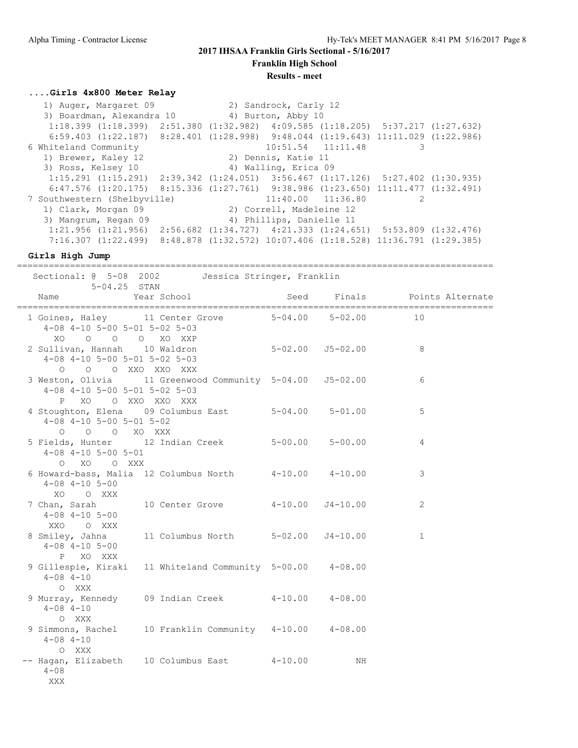## 2017 IHSAA Franklin Girls Sectional - 5/16/2017

### Franklin High School

### Results - meet

#### ....Girls 4x800 Meter Relay

```
   1) Auger, Margaret 09              2) Sandrock, Carly 12
   3) Boardman, Alexandra 10          4) Burton, Abby 10
    1:18.399 (1:18.399)  2:51.380 (1:32.982)  4:09.585 (1:18.205)  5:37.217 (1:27.632)
    6:59.403 (1:22.187)  8:28.401 (1:28.998)  9:48.044 (1:19.643) 11:11.029 (1:22.986)
 6 Whiteland Community                          10:51.54   11:11.48          3
   1) Brewer, Kaley 12                2) Dennis, Katie 11
   3) Ross, Kelsey 10                 4) Walling, Erica 09
    1:15.291 (1:15.291)  2:39.342 (1:24.051)  3:56.467 (1:17.126)  5:27.402 (1:30.935)
    6:47.576 (1:20.175)  8:15.336 (1:27.761)  9:38.986 (1:23.650) 11:11.477 (1:32.491)
 7 Southwestern (Shelbyville)                   11:40.00   11:36.80          2
   1) Clark, Morgan 09                2) Correll, Madeleine 12
   3) Mangrum, Regan 09               4) Phillips, Danielle 11
    1:21.956 (1:21.956)  2:56.682 (1:34.727)  4:21.333 (1:24.651)  5:53.809 (1:32.476)
    7:16.307 (1:22.499)  8:48.878 (1:32.572) 10:07.406 (1:18.528) 11:36.791 (1:29.385)
```

#### Girls High Jump

```
==========================================================================================
   Sectional: @  5-08  2002        Jessica Stringer, Franklin
            5-04.25  STAN
    Name              Year School                 Seed     Finals        Points Alternate
==========================================================================================
  1 Goines, Haley       11 Center Grove          5-04.00    5-02.00         10
     4-08 4-10 5-00 5-01 5-02 5-03
       XO    O    O    O   XO  XXP
  2 Sullivan, Hannah    10 Waldron               5-02.00   J5-02.00          8
     4-08 4-10 5-00 5-01 5-02 5-03
        O    O    O  XXO  XXO  XXX
  3 Weston, Olivia      11 Greenwood Community   5-04.00   J5-02.00          6
     4-08 4-10 5-00 5-01 5-02 5-03
        P   XO    O  XXO  XXO  XXX
  4 Stoughton, Elena    09 Columbus East         5-04.00    5-01.00          5
     4-08 4-10 5-00 5-01 5-02
        O    O    O   XO  XXX
  5 Fields, Hunter      12 Indian Creek          5-00.00    5-00.00          4
     4-08 4-10 5-00 5-01
        O   XO    O  XXX
  6 Howard-bass, Malia  12 Columbus North        4-10.00    4-10.00          3
     4-08 4-10 5-00
       XO    O  XXX
  7 Chan, Sarah         10 Center Grove          4-10.00   J4-10.00          2
     4-08 4-10 5-00
      XXO    O  XXX
  8 Smiley, Jahna       11 Columbus North        5-02.00   J4-10.00          1
     4-08 4-10 5-00
        P   XO  XXX
  9 Gillespie, Kiraki   11 Whiteland Community   5-00.00    4-08.00
     4-08 4-10
        O  XXX
  9 Murray, Kennedy     09 Indian Creek          4-10.00    4-08.00
     4-08 4-10
        O  XXX
  9 Simmons, Rachel     10 Franklin Community    4-10.00    4-08.00
     4-08 4-10
        O  XXX
 -- Hagan, Elizabeth    10 Columbus East         4-10.00         NH
     4-08
      XXX
```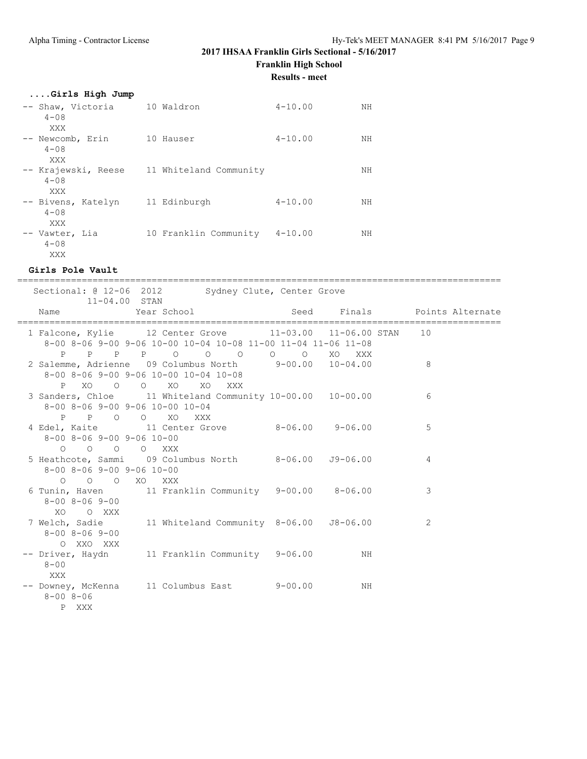## 2017 IHSAA Franklin Girls Sectional - 5/16/2017

**Franklin High School**

**Results - meet**

### ....Girls High Jump

```
-- Shaw, Victoria      10 Waldron               4-10.00          NH
    4-08
     XXX
-- Newcomb, Erin       10 Hauser                4-10.00          NH
    4-08
     XXX
-- Krajewski, Reese    11 Whiteland Community                    NH
    4-08
     XXX
-- Bivens, Katelyn     11 Edinburgh             4-10.00          NH
    4-08
     XXX
-- Vawter, Lia         10 Franklin Community    4-10.00          NH
    4-08
     XXX
```

### Girls Pole Vault

```
===========================================================================================
   Sectional: @ 12-06  2012        Sydney Clute, Center Grove
          11-04.00  STAN
   Name                Year School                  Seed     Finals        Points Alternate
===========================================================================================
  1 Falcone, Kylie      12 Center Grove         11-03.00   11-06.00 STAN    10
     8-00 8-06 9-00 9-06 10-00 10-04 10-08 11-00 11-04 11-06 11-08
        P    P    P    P    O    O     O     O     O    XO   XXX
  2 Salemme, Adrienne   09 Columbus North        9-00.00   10-04.00          8
     8-00 8-06 9-00 9-06 10-00 10-04 10-08
        P   XO    O    O   XO    XO   XXX
  3 Sanders, Chloe      11 Whiteland Community 10-00.00   10-00.00          6
     8-00 8-06 9-00 9-06 10-00 10-04
        P    P    O    O   XO   XXX
  4 Edel, Kaite         11 Center Grove          8-06.00    9-06.00          5
     8-00 8-06 9-00 9-06 10-00
        O    O    O    O   XXX
  5 Heathcote, Sammi    09 Columbus North        8-06.00   J9-06.00          4
     8-00 8-06 9-00 9-06 10-00
        O    O    O   XO   XXX
  6 Tunin, Haven        11 Franklin Community    9-00.00    8-06.00          3
     8-00 8-06 9-00
       XO    O  XXX
  7 Welch, Sadie        11 Whiteland Community   8-06.00   J8-06.00          2
     8-00 8-06 9-00
        O  XXO  XXX
 -- Driver, Haydn       11 Franklin Community    9-06.00         NH
     8-00
      XXX
 -- Downey, McKenna     11 Columbus East         9-00.00         NH
     8-00 8-06
        P  XXX
```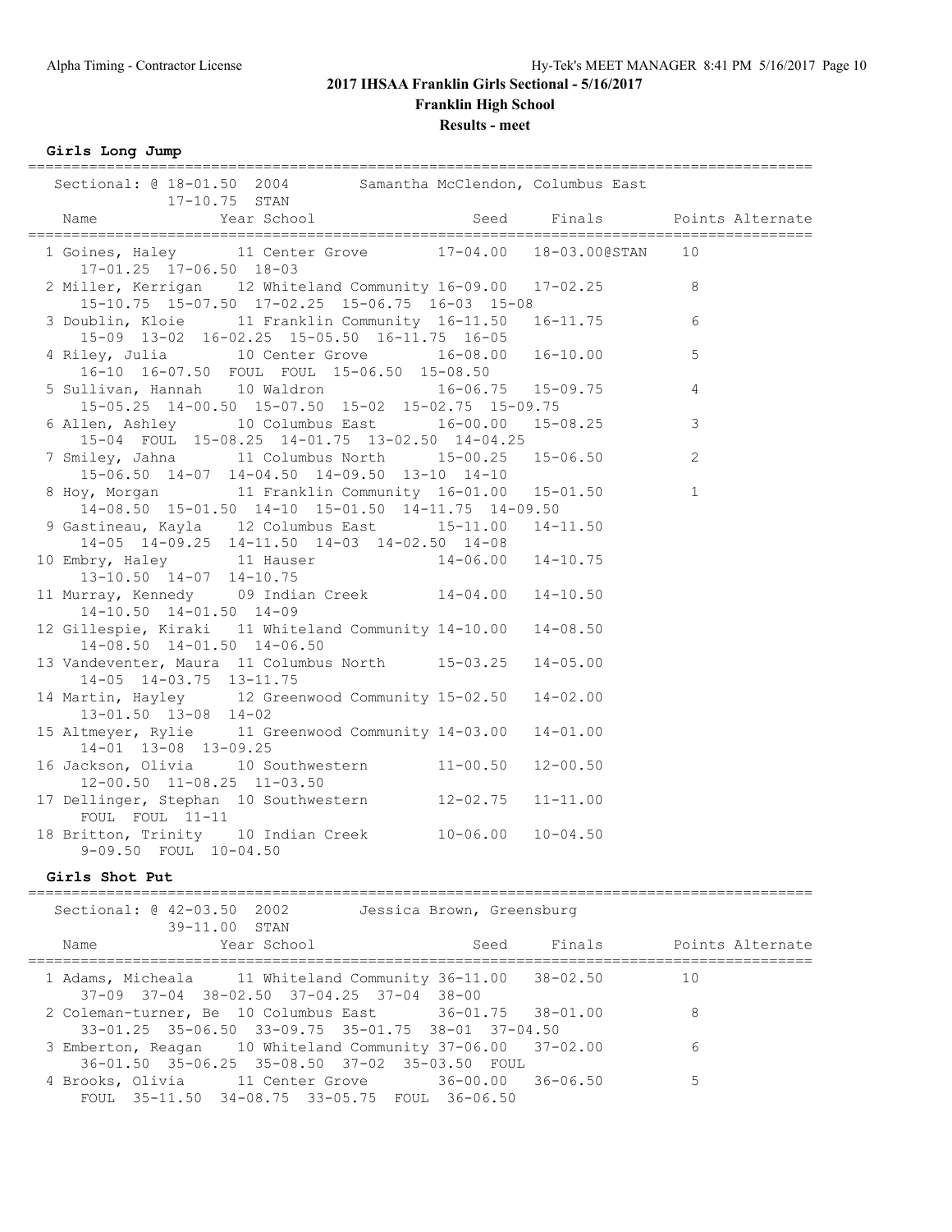# 2017 IHSAA Franklin Girls Sectional - 5/16/2017

## Franklin High School

### Results - meet

**Girls Long Jump**

Sectional: @ 18-01.50 2004 Samantha McClendon, Columbus East
17-10.75 STAN

| Place | Name | Year | School | Seed | Finals | Points | Alternate |
|---|---|---|---|---|---|---|---|
| 1 | Goines, Haley | 11 | Center Grove | 17-04.00 | 18-03.00@STAN | 10 | |
| | 17-01.25 17-06.50 18-03 | | | | | | |
| 2 | Miller, Kerrigan | 12 | Whiteland Community | 16-09.00 | 17-02.25 | 8 | |
| | 15-10.75 15-07.50 17-02.25 15-06.75 16-03 15-08 | | | | | | |
| 3 | Doublin, Kloie | 11 | Franklin Community | 16-11.50 | 16-11.75 | 6 | |
| | 15-09 13-02 16-02.25 15-05.50 16-11.75 16-05 | | | | | | |
| 4 | Riley, Julia | 10 | Center Grove | 16-08.00 | 16-10.00 | 5 | |
| | 16-10 16-07.50 FOUL FOUL 15-06.50 15-08.50 | | | | | | |
| 5 | Sullivan, Hannah | 10 | Waldron | 16-06.75 | 15-09.75 | 4 | |
| | 15-05.25 14-00.50 15-07.50 15-02 15-02.75 15-09.75 | | | | | | |
| 6 | Allen, Ashley | 10 | Columbus East | 16-00.00 | 15-08.25 | 3 | |
| | 15-04 FOUL 15-08.25 14-01.75 13-02.50 14-04.25 | | | | | | |
| 7 | Smiley, Jahna | 11 | Columbus North | 15-00.25 | 15-06.50 | 2 | |
| | 15-06.50 14-07 14-04.50 14-09.50 13-10 14-10 | | | | | | |
| 8 | Hoy, Morgan | 11 | Franklin Community | 16-01.00 | 15-01.50 | 1 | |
| | 14-08.50 15-01.50 14-10 15-01.50 14-11.75 14-09.50 | | | | | | |
| 9 | Gastineau, Kayla | 12 | Columbus East | 15-11.00 | 14-11.50 | | |
| | 14-05 14-09.25 14-11.50 14-03 14-02.50 14-08 | | | | | | |
| 10 | Embry, Haley | 11 | Hauser | 14-06.00 | 14-10.75 | | |
| | 13-10.50 14-07 14-10.75 | | | | | | |
| 11 | Murray, Kennedy | 09 | Indian Creek | 14-04.00 | 14-10.50 | | |
| | 14-10.50 14-01.50 14-09 | | | | | | |
| 12 | Gillespie, Kiraki | 11 | Whiteland Community | 14-10.00 | 14-08.50 | | |
| | 14-08.50 14-01.50 14-06.50 | | | | | | |
| 13 | Vandeventer, Maura | 11 | Columbus North | 15-03.25 | 14-05.00 | | |
| | 14-05 14-03.75 13-11.75 | | | | | | |
| 14 | Martin, Hayley | 12 | Greenwood Community | 15-02.50 | 14-02.00 | | |
| | 13-01.50 13-08 14-02 | | | | | | |
| 15 | Altmeyer, Rylie | 11 | Greenwood Community | 14-03.00 | 14-01.00 | | |
| | 14-01 13-08 13-09.25 | | | | | | |
| 16 | Jackson, Olivia | 10 | Southwestern | 11-00.50 | 12-00.50 | | |
| | 12-00.50 11-08.25 11-03.50 | | | | | | |
| 17 | Dellinger, Stephan | 10 | Southwestern | 12-02.75 | 11-11.00 | | |
| | FOUL FOUL 11-11 | | | | | | |
| 18 | Britton, Trinity | 10 | Indian Creek | 10-06.00 | 10-04.50 | | |
| | 9-09.50 FOUL 10-04.50 | | | | | | |

**Girls Shot Put**

Sectional: @ 42-03.50 2002 Jessica Brown, Greensburg
39-11.00 STAN

| Place | Name | Year | School | Seed | Finals | Points | Alternate |
|---|---|---|---|---|---|---|---|
| 1 | Adams, Micheala | 11 | Whiteland Community | 36-11.00 | 38-02.50 | 10 | |
| | 37-09 37-04 38-02.50 37-04.25 37-04 38-00 | | | | | | |
| 2 | Coleman-turner, Be | 10 | Columbus East | 36-01.75 | 38-01.00 | 8 | |
| | 33-01.25 35-06.50 33-09.75 35-01.75 38-01 37-04.50 | | | | | | |
| 3 | Emberton, Reagan | 10 | Whiteland Community | 37-06.00 | 37-02.00 | 6 | |
| | 36-01.50 35-06.25 35-08.50 37-02 35-03.50 FOUL | | | | | | |
| 4 | Brooks, Olivia | 11 | Center Grove | 36-00.00 | 36-06.50 | 5 | |
| | FOUL 35-11.50 34-08.75 33-05.75 FOUL 36-06.50 | | | | | | |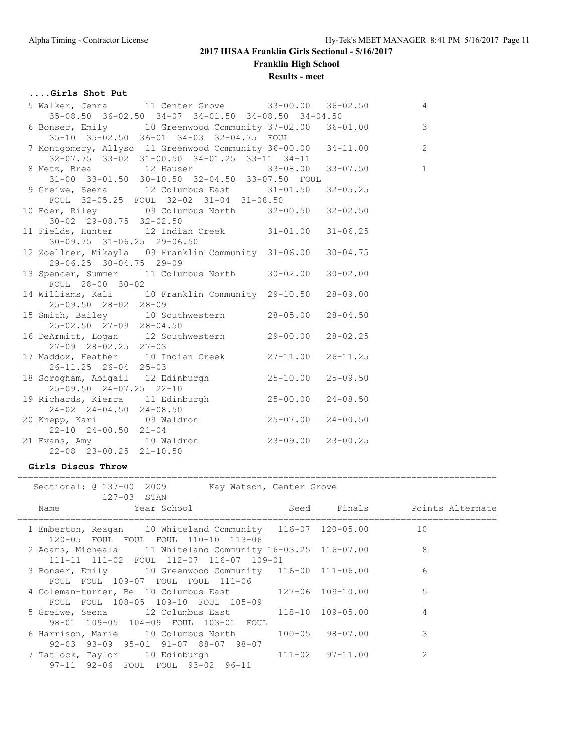## 2017 IHSAA Franklin Girls Sectional - 5/16/2017

**Franklin High School**

**Results - meet**

### ....Girls Shot Put

| Place | Name | Year | School | Seed | Finals | Points |
|---|---|---|---|---|---|---|
| 5 | Walker, Jenna | 11 | Center Grove | 33-00.00 | 36-02.50 | 4 |
| | 35-08.50 36-02.50 34-07 34-01.50 34-08.50 34-04.50 | | | | | |
| 6 | Bonser, Emily | 10 | Greenwood Community | 37-02.00 | 36-01.00 | 3 |
| | 35-10 35-02.50 36-01 34-03 32-04.75 FOUL | | | | | |
| 7 | Montgomery, Allyso | 11 | Greenwood Community | 36-00.00 | 34-11.00 | 2 |
| | 32-07.75 33-02 31-00.50 34-01.25 33-11 34-11 | | | | | |
| 8 | Metz, Brea | 12 | Hauser | 33-08.00 | 33-07.50 | 1 |
| | 31-00 33-01.50 30-10.50 32-04.50 33-07.50 FOUL | | | | | |
| 9 | Greiwe, Seena | 12 | Columbus East | 31-01.50 | 32-05.25 | |
| | FOUL 32-05.25 FOUL 32-02 31-04 31-08.50 | | | | | |
| 10 | Eder, Riley | 09 | Columbus North | 32-00.50 | 32-02.50 | |
| | 30-02 29-08.75 32-02.50 | | | | | |
| 11 | Fields, Hunter | 12 | Indian Creek | 31-01.00 | 31-06.25 | |
| | 30-09.75 31-06.25 29-06.50 | | | | | |
| 12 | Zoellner, Mikayla | 09 | Franklin Community | 31-06.00 | 30-04.75 | |
| | 29-06.25 30-04.75 29-09 | | | | | |
| 13 | Spencer, Summer | 11 | Columbus North | 30-02.00 | 30-02.00 | |
| | FOUL 28-00 30-02 | | | | | |
| 14 | Williams, Kali | 10 | Franklin Community | 29-10.50 | 28-09.00 | |
| | 25-09.50 28-02 28-09 | | | | | |
| 15 | Smith, Bailey | 10 | Southwestern | 28-05.00 | 28-04.50 | |
| | 25-02.50 27-09 28-04.50 | | | | | |
| 16 | DeArmitt, Logan | 12 | Southwestern | 29-00.00 | 28-02.25 | |
| | 27-09 28-02.25 27-03 | | | | | |
| 17 | Maddox, Heather | 10 | Indian Creek | 27-11.00 | 26-11.25 | |
| | 26-11.25 26-04 25-03 | | | | | |
| 18 | Scrogham, Abigail | 12 | Edinburgh | 25-10.00 | 25-09.50 | |
| | 25-09.50 24-07.25 22-10 | | | | | |
| 19 | Richards, Kierra | 11 | Edinburgh | 25-00.00 | 24-08.50 | |
| | 24-02 24-04.50 24-08.50 | | | | | |
| 20 | Knepp, Kari | 09 | Waldron | 25-07.00 | 24-00.50 | |
| | 22-10 24-00.50 21-04 | | | | | |
| 21 | Evans, Amy | 10 | Waldron | 23-09.00 | 23-00.25 | |
| | 22-08 23-00.25 21-10.50 | | | | | |

### Girls Discus Throw

Sectional: @ 137-00 2009 Kay Watson, Center Grove
127-03 STAN

| Place | Name | Year | School | Seed | Finals | Points | Alternate |
|---|---|---|---|---|---|---|---|
| 1 | Emberton, Reagan | 10 | Whiteland Community | 116-07 | 120-05.00 | 10 | |
| | 120-05 FOUL FOUL FOUL 110-10 113-06 | | | | | | |
| 2 | Adams, Micheala | 11 | Whiteland Community | 16-03.25 | 116-07.00 | 8 | |
| | 111-11 111-02 FOUL 112-07 116-07 109-01 | | | | | | |
| 3 | Bonser, Emily | 10 | Greenwood Community | 116-00 | 111-06.00 | 6 | |
| | FOUL FOUL 109-07 FOUL FOUL 111-06 | | | | | | |
| 4 | Coleman-turner, Be | 10 | Columbus East | 127-06 | 109-10.00 | 5 | |
| | FOUL FOUL 108-05 109-10 FOUL 105-09 | | | | | | |
| 5 | Greiwe, Seena | 12 | Columbus East | 118-10 | 109-05.00 | 4 | |
| | 98-01 109-05 104-09 FOUL 103-01 FOUL | | | | | | |
| 6 | Harrison, Marie | 10 | Columbus North | 100-05 | 98-07.00 | 3 | |
| | 92-03 93-09 95-01 91-07 88-07 98-07 | | | | | | |
| 7 | Tatlock, Taylor | 10 | Edinburgh | 111-02 | 97-11.00 | 2 | |
| | 97-11 92-06 FOUL FOUL 93-02 96-11 | | | | | | |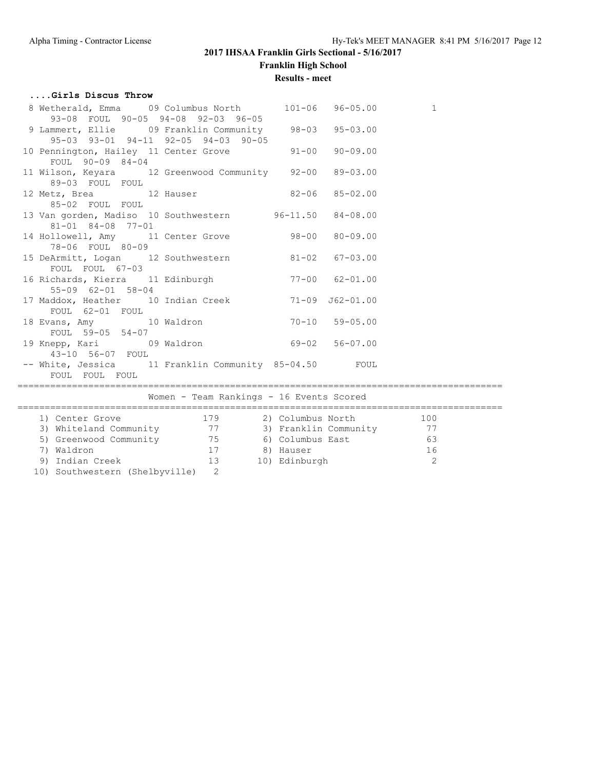**....Girls Discus Throw**

| | | | | | | | |
|---|---|---|---|---|---|---|---|
| 8 | Wetherald, Emma | 09 | Columbus North | 101-06 | 96-05.00 | 1 | 93-08 FOUL 90-05 94-08 92-03 96-05 |
| 9 | Lammert, Ellie | 09 | Franklin Community | 98-03 | 95-03.00 | | 95-03 93-01 94-11 92-05 94-03 90-05 |
| 10 | Pennington, Hailey | 11 | Center Grove | 91-00 | 90-09.00 | | FOUL 90-09 84-04 |
| 11 | Wilson, Keyara | 12 | Greenwood Community | 92-00 | 89-03.00 | | 89-03 FOUL FOUL |
| 12 | Metz, Brea | 12 | Hauser | 82-06 | 85-02.00 | | 85-02 FOUL FOUL |
| 13 | Van gorden, Madiso | 10 | Southwestern | 96-11.50 | 84-08.00 | | 81-01 84-08 77-01 |
| 14 | Hollowell, Amy | 11 | Center Grove | 98-00 | 80-09.00 | | 78-06 FOUL 80-09 |
| 15 | DeArmitt, Logan | 12 | Southwestern | 81-02 | 67-03.00 | | FOUL FOUL 67-03 |
| 16 | Richards, Kierra | 11 | Edinburgh | 77-00 | 62-01.00 | | 55-09 62-01 58-04 |
| 17 | Maddox, Heather | 10 | Indian Creek | 71-09 | J62-01.00 | | FOUL 62-01 FOUL |
| 18 | Evans, Amy | 10 | Waldron | 70-10 | 59-05.00 | | FOUL 59-05 54-07 |
| 19 | Knepp, Kari | 09 | Waldron | 69-02 | 56-07.00 | | 43-10 56-07 FOUL |
| -- | White, Jessica | 11 | Franklin Community | 85-04.50 | FOUL | | FOUL FOUL FOUL |

**Women - Team Rankings - 16 Events Scored**

| | | | |
|---|---|---|---|
| 1) Center Grove | 179 | 2) Columbus North | 100 |
| 3) Whiteland Community | 77 | 3) Franklin Community | 77 |
| 5) Greenwood Community | 75 | 6) Columbus East | 63 |
| 7) Waldron | 17 | 8) Hauser | 16 |
| 9) Indian Creek | 13 | 10) Edinburgh | 2 |
| 10) Southwestern (Shelbyville) | 2 | | |